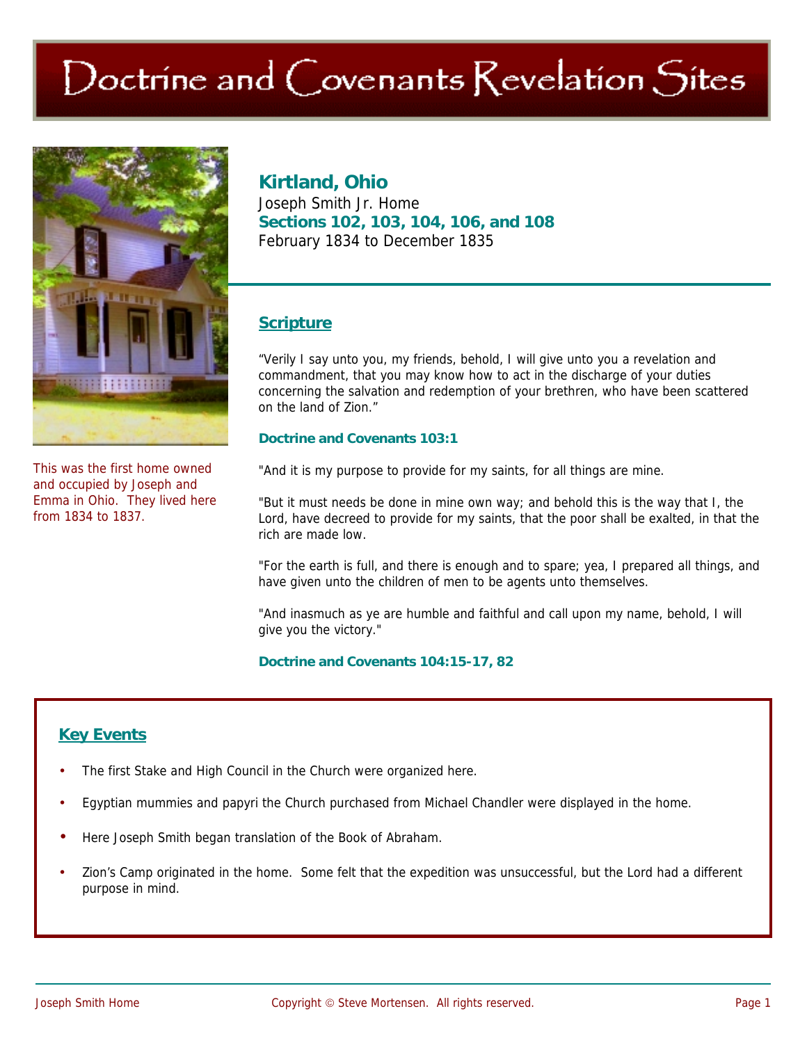# Doctrine and Covenants Revelation Sites

This was the first home owned and occupied by Joseph and Emma in Ohio. They lived here from 1834 to 1837.

## Kirtland, Ohio

Joseph Smith Jr. Home

**Sections 102, 103, 104, 106, and 108**

February 1834 to December 1835

### Scripture

“Verily I say unto you, my friends, behold, I will give unto you a revelation and commandment, that you may know how to act in the discharge of your duties concerning the salvation and redemption of your brethren, who have been scattered on the land of Zion.”

**Doctrine and Covenants 103:1**

"And it is my purpose to provide for my saints, for all things are mine.

"But it must needs be done in mine own way; and behold this is the way that I, the Lord, have decreed to provide for my saints, that the poor shall be exalted, in that the rich are made low.

"For the earth is full, and there is enough and to spare; yea, I prepared all things, and have given unto the children of men to be agents unto themselves.

"And inasmuch as ye are humble and faithful and call upon my name, behold, I will give you the victory."

**Doctrine and Covenants 104:15-17, 82**

### Key Events

- The first Stake and High Council in the Church were organized here.
- Egyptian mummies and papyri the Church purchased from Michael Chandler were displayed in the home.
- Here Joseph Smith began translation of the Book of Abraham.
- Zion’s Camp originated in the home. Some felt that the expedition was unsuccessful, but the Lord had a different purpose in mind.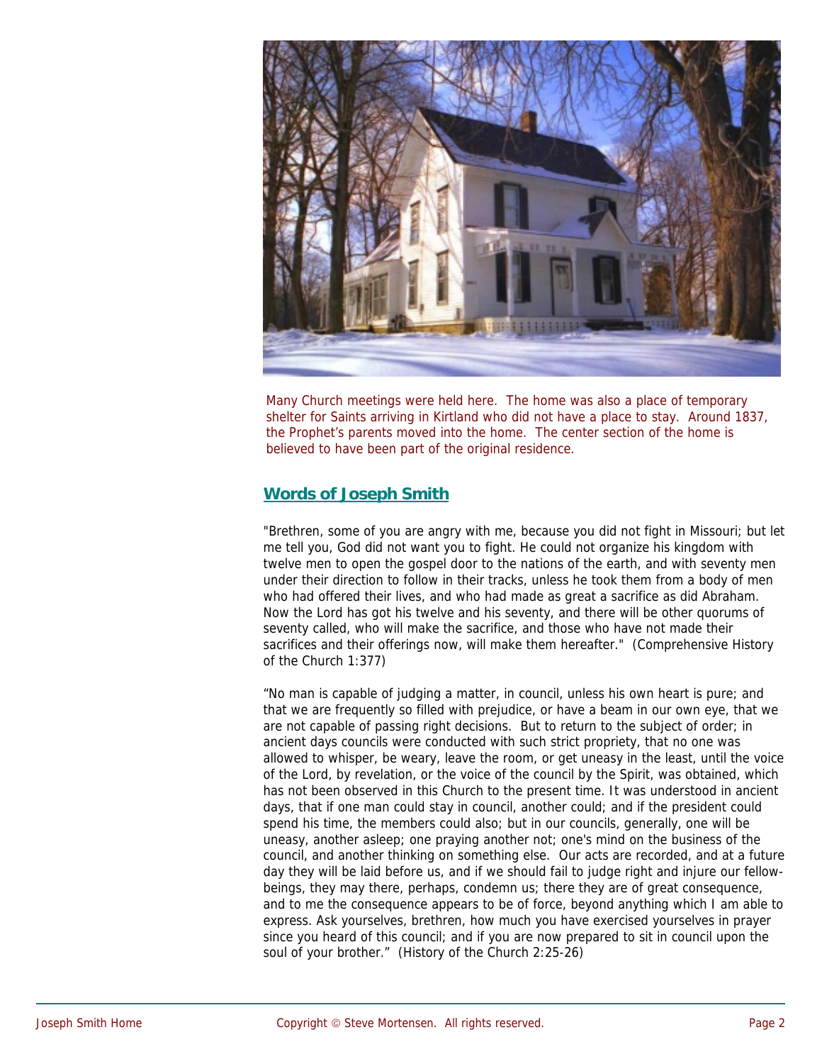Many Church meetings were held here. The home was also a place of temporary shelter for Saints arriving in Kirtland who did not have a place to stay. Around 1837, the Prophet's parents moved into the home. The center section of the home is believed to have been part of the original residence.

## Words of Joseph Smith

"Brethren, some of you are angry with me, because you did not fight in Missouri; but let me tell you, God did not want you to fight. He could not organize his kingdom with twelve men to open the gospel door to the nations of the earth, and with seventy men under their direction to follow in their tracks, unless he took them from a body of men who had offered their lives, and who had made as great a sacrifice as did Abraham. Now the Lord has got his twelve and his seventy, and there will be other quorums of seventy called, who will make the sacrifice, and those who have not made their sacrifices and their offerings now, will make them hereafter." (Comprehensive History of the Church 1:377)

"No man is capable of judging a matter, in council, unless his own heart is pure; and that we are frequently so filled with prejudice, or have a beam in our own eye, that we are not capable of passing right decisions. But to return to the subject of order; in ancient days councils were conducted with such strict propriety, that no one was allowed to whisper, be weary, leave the room, or get uneasy in the least, until the voice of the Lord, by revelation, or the voice of the council by the Spirit, was obtained, which has not been observed in this Church to the present time. It was understood in ancient days, that if one man could stay in council, another could; and if the president could spend his time, the members could also; but in our councils, generally, one will be uneasy, another asleep; one praying another not; one's mind on the business of the council, and another thinking on something else. Our acts are recorded, and at a future day they will be laid before us, and if we should fail to judge right and injure our fellow-beings, they may there, perhaps, condemn us; there they are of great consequence, and to me the consequence appears to be of force, beyond anything which I am able to express. Ask yourselves, brethren, how much you have exercised yourselves in prayer since you heard of this council; and if you are now prepared to sit in council upon the soul of your brother." (History of the Church 2:25-26)